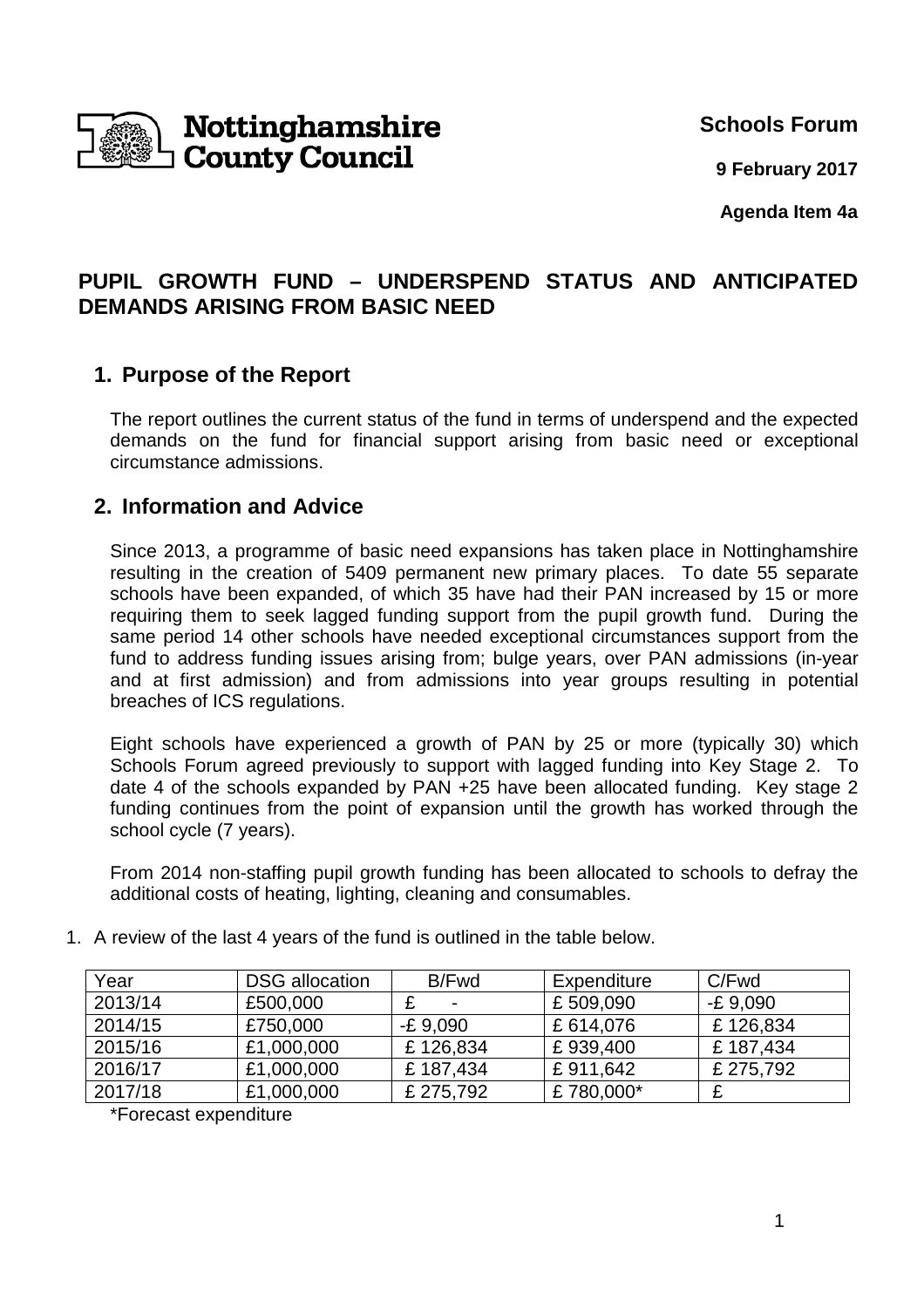Nottinghamshire County Council

**Schools Forum**

**9 February 2017**

**Agenda Item 4a**

# PUPIL GROWTH FUND – UNDERSPEND STATUS AND ANTICIPATED DEMANDS ARISING FROM BASIC NEED

## 1. Purpose of the Report

The report outlines the current status of the fund in terms of underspend and the expected demands on the fund for financial support arising from basic need or exceptional circumstance admissions.

## 2. Information and Advice

Since 2013, a programme of basic need expansions has taken place in Nottinghamshire resulting in the creation of 5409 permanent new primary places. To date 55 separate schools have been expanded, of which 35 have had their PAN increased by 15 or more requiring them to seek lagged funding support from the pupil growth fund. During the same period 14 other schools have needed exceptional circumstances support from the fund to address funding issues arising from; bulge years, over PAN admissions (in-year and at first admission) and from admissions into year groups resulting in potential breaches of ICS regulations.

Eight schools have experienced a growth of PAN by 25 or more (typically 30) which Schools Forum agreed previously to support with lagged funding into Key Stage 2. To date 4 of the schools expanded by PAN +25 have been allocated funding. Key stage 2 funding continues from the point of expansion until the growth has worked through the school cycle (7 years).

From 2014 non-staffing pupil growth funding has been allocated to schools to defray the additional costs of heating, lighting, cleaning and consumables.

1. A review of the last 4 years of the fund is outlined in the table below.

| Year | DSG allocation | B/Fwd | Expenditure | C/Fwd |
|---|---|---|---|---|
| 2013/14 | £500,000 | £ - | £ 509,090 | -£ 9,090 |
| 2014/15 | £750,000 | -£ 9,090 | £ 614,076 | £ 126,834 |
| 2015/16 | £1,000,000 | £ 126,834 | £ 939,400 | £ 187,434 |
| 2016/17 | £1,000,000 | £ 187,434 | £ 911,642 | £ 275,792 |
| 2017/18 | £1,000,000 | £ 275,792 | £ 780,000* | £ |

*Forecast expenditure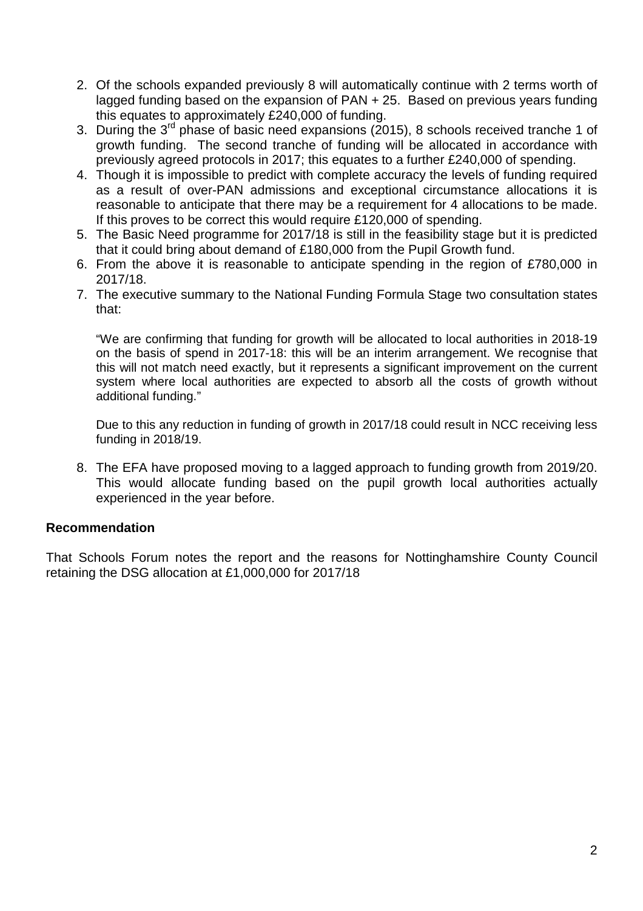2. Of the schools expanded previously 8 will automatically continue with 2 terms worth of lagged funding based on the expansion of PAN + 25. Based on previous years funding this equates to approximately £240,000 of funding.
3. During the 3rd phase of basic need expansions (2015), 8 schools received tranche 1 of growth funding. The second tranche of funding will be allocated in accordance with previously agreed protocols in 2017; this equates to a further £240,000 of spending.
4. Though it is impossible to predict with complete accuracy the levels of funding required as a result of over-PAN admissions and exceptional circumstance allocations it is reasonable to anticipate that there may be a requirement for 4 allocations to be made. If this proves to be correct this would require £120,000 of spending.
5. The Basic Need programme for 2017/18 is still in the feasibility stage but it is predicted that it could bring about demand of £180,000 from the Pupil Growth fund.
6. From the above it is reasonable to anticipate spending in the region of £780,000 in 2017/18.
7. The executive summary to the National Funding Formula Stage two consultation states that:

   "We are confirming that funding for growth will be allocated to local authorities in 2018-19 on the basis of spend in 2017-18: this will be an interim arrangement. We recognise that this will not match need exactly, but it represents a significant improvement on the current system where local authorities are expected to absorb all the costs of growth without additional funding."

   Due to this any reduction in funding of growth in 2017/18 could result in NCC receiving less funding in 2018/19.

8. The EFA have proposed moving to a lagged approach to funding growth from 2019/20. This would allocate funding based on the pupil growth local authorities actually experienced in the year before.

**Recommendation**

That Schools Forum notes the report and the reasons for Nottinghamshire County Council retaining the DSG allocation at £1,000,000 for 2017/18